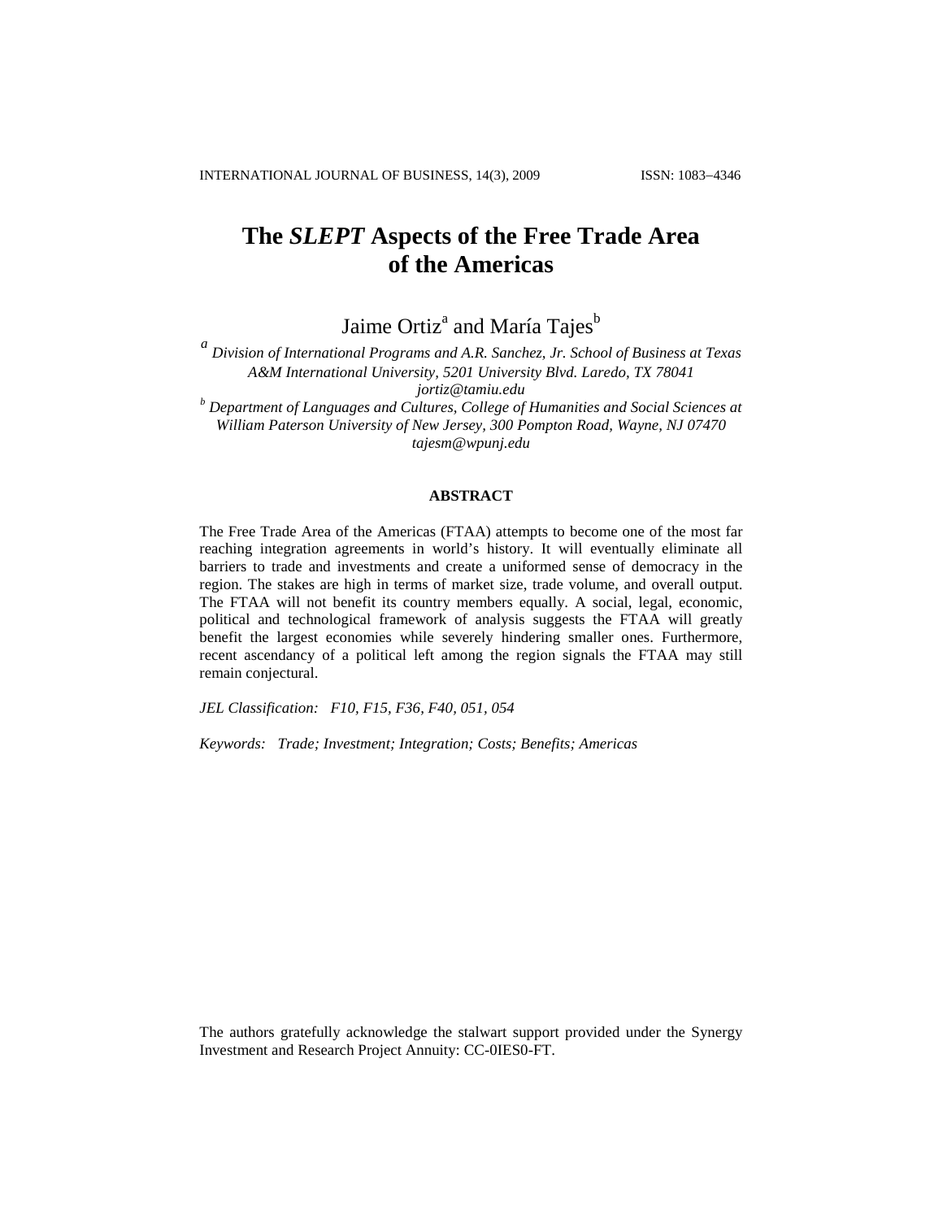# The *SLEPT* Aspects of the Free Trade Area of the Americas

Jaime Ortiz[a] and María Tajes[b]

[a] *Division of International Programs and A.R. Sanchez, Jr. School of Business at Texas A&M International University, 5201 University Blvd. Laredo, TX 78041*
*jortiz@tamiu.edu*

[b] *Department of Languages and Cultures, College of Humanities and Social Sciences at William Paterson University of New Jersey, 300 Pompton Road, Wayne, NJ 07470*
*tajesm@wpunj.edu*

## ABSTRACT

The Free Trade Area of the Americas (FTAA) attempts to become one of the most far reaching integration agreements in world's history. It will eventually eliminate all barriers to trade and investments and create a uniformed sense of democracy in the region. The stakes are high in terms of market size, trade volume, and overall output. The FTAA will not benefit its country members equally. A social, legal, economic, political and technological framework of analysis suggests the FTAA will greatly benefit the largest economies while severely hindering smaller ones. Furthermore, recent ascendancy of a political left among the region signals the FTAA may still remain conjectural.

*JEL Classification:* *F10, F15, F36, F40, 051, 054*

*Keywords:* *Trade; Investment; Integration; Costs; Benefits; Americas*

The authors gratefully acknowledge the stalwart support provided under the Synergy Investment and Research Project Annuity: CC-0IES0-FT.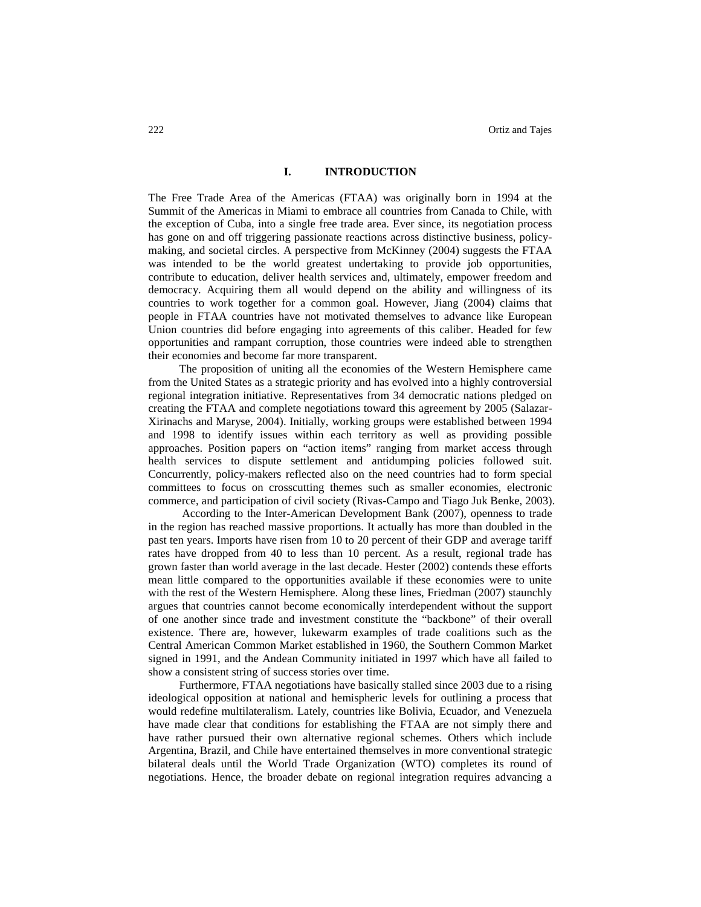## I. INTRODUCTION

The Free Trade Area of the Americas (FTAA) was originally born in 1994 at the Summit of the Americas in Miami to embrace all countries from Canada to Chile, with the exception of Cuba, into a single free trade area. Ever since, its negotiation process has gone on and off triggering passionate reactions across distinctive business, policy-making, and societal circles. A perspective from McKinney (2004) suggests the FTAA was intended to be the world greatest undertaking to provide job opportunities, contribute to education, deliver health services and, ultimately, empower freedom and democracy. Acquiring them all would depend on the ability and willingness of its countries to work together for a common goal. However, Jiang (2004) claims that people in FTAA countries have not motivated themselves to advance like European Union countries did before engaging into agreements of this caliber. Headed for few opportunities and rampant corruption, those countries were indeed able to strengthen their economies and become far more transparent.

The proposition of uniting all the economies of the Western Hemisphere came from the United States as a strategic priority and has evolved into a highly controversial regional integration initiative. Representatives from 34 democratic nations pledged on creating the FTAA and complete negotiations toward this agreement by 2005 (Salazar-Xirinachs and Maryse, 2004). Initially, working groups were established between 1994 and 1998 to identify issues within each territory as well as providing possible approaches. Position papers on "action items" ranging from market access through health services to dispute settlement and antidumping policies followed suit. Concurrently, policy-makers reflected also on the need countries had to form special committees to focus on crosscutting themes such as smaller economies, electronic commerce, and participation of civil society (Rivas-Campo and Tiago Juk Benke, 2003).

According to the Inter-American Development Bank (2007), openness to trade in the region has reached massive proportions. It actually has more than doubled in the past ten years. Imports have risen from 10 to 20 percent of their GDP and average tariff rates have dropped from 40 to less than 10 percent. As a result, regional trade has grown faster than world average in the last decade. Hester (2002) contends these efforts mean little compared to the opportunities available if these economies were to unite with the rest of the Western Hemisphere. Along these lines, Friedman (2007) staunchly argues that countries cannot become economically interdependent without the support of one another since trade and investment constitute the "backbone" of their overall existence. There are, however, lukewarm examples of trade coalitions such as the Central American Common Market established in 1960, the Southern Common Market signed in 1991, and the Andean Community initiated in 1997 which have all failed to show a consistent string of success stories over time.

Furthermore, FTAA negotiations have basically stalled since 2003 due to a rising ideological opposition at national and hemispheric levels for outlining a process that would redefine multilateralism. Lately, countries like Bolivia, Ecuador, and Venezuela have made clear that conditions for establishing the FTAA are not simply there and have rather pursued their own alternative regional schemes. Others which include Argentina, Brazil, and Chile have entertained themselves in more conventional strategic bilateral deals until the World Trade Organization (WTO) completes its round of negotiations. Hence, the broader debate on regional integration requires advancing a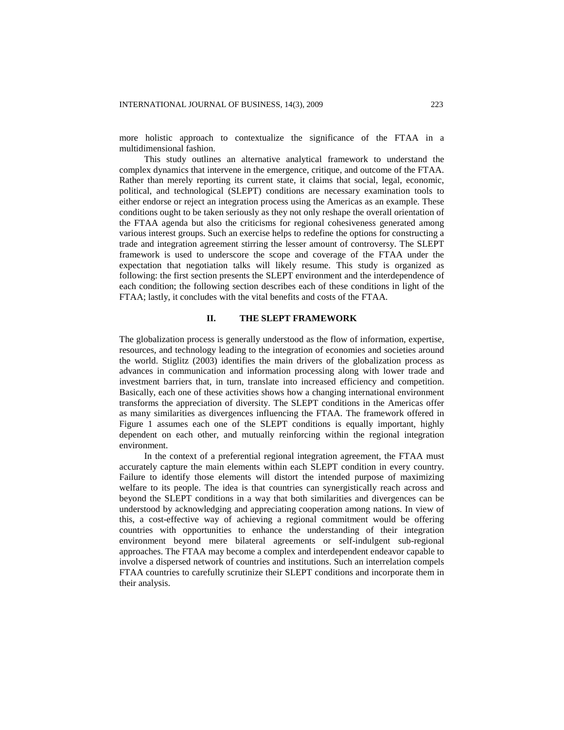more holistic approach to contextualize the significance of the FTAA in a multidimensional fashion.

This study outlines an alternative analytical framework to understand the complex dynamics that intervene in the emergence, critique, and outcome of the FTAA. Rather than merely reporting its current state, it claims that social, legal, economic, political, and technological (SLEPT) conditions are necessary examination tools to either endorse or reject an integration process using the Americas as an example. These conditions ought to be taken seriously as they not only reshape the overall orientation of the FTAA agenda but also the criticisms for regional cohesiveness generated among various interest groups. Such an exercise helps to redefine the options for constructing a trade and integration agreement stirring the lesser amount of controversy. The SLEPT framework is used to underscore the scope and coverage of the FTAA under the expectation that negotiation talks will likely resume. This study is organized as following: the first section presents the SLEPT environment and the interdependence of each condition; the following section describes each of these conditions in light of the FTAA; lastly, it concludes with the vital benefits and costs of the FTAA.

## II. THE SLEPT FRAMEWORK

The globalization process is generally understood as the flow of information, expertise, resources, and technology leading to the integration of economies and societies around the world. Stiglitz (2003) identifies the main drivers of the globalization process as advances in communication and information processing along with lower trade and investment barriers that, in turn, translate into increased efficiency and competition. Basically, each one of these activities shows how a changing international environment transforms the appreciation of diversity. The SLEPT conditions in the Americas offer as many similarities as divergences influencing the FTAA. The framework offered in Figure 1 assumes each one of the SLEPT conditions is equally important, highly dependent on each other, and mutually reinforcing within the regional integration environment.

In the context of a preferential regional integration agreement, the FTAA must accurately capture the main elements within each SLEPT condition in every country. Failure to identify those elements will distort the intended purpose of maximizing welfare to its people. The idea is that countries can synergistically reach across and beyond the SLEPT conditions in a way that both similarities and divergences can be understood by acknowledging and appreciating cooperation among nations. In view of this, a cost-effective way of achieving a regional commitment would be offering countries with opportunities to enhance the understanding of their integration environment beyond mere bilateral agreements or self-indulgent sub-regional approaches. The FTAA may become a complex and interdependent endeavor capable to involve a dispersed network of countries and institutions. Such an interrelation compels FTAA countries to carefully scrutinize their SLEPT conditions and incorporate them in their analysis.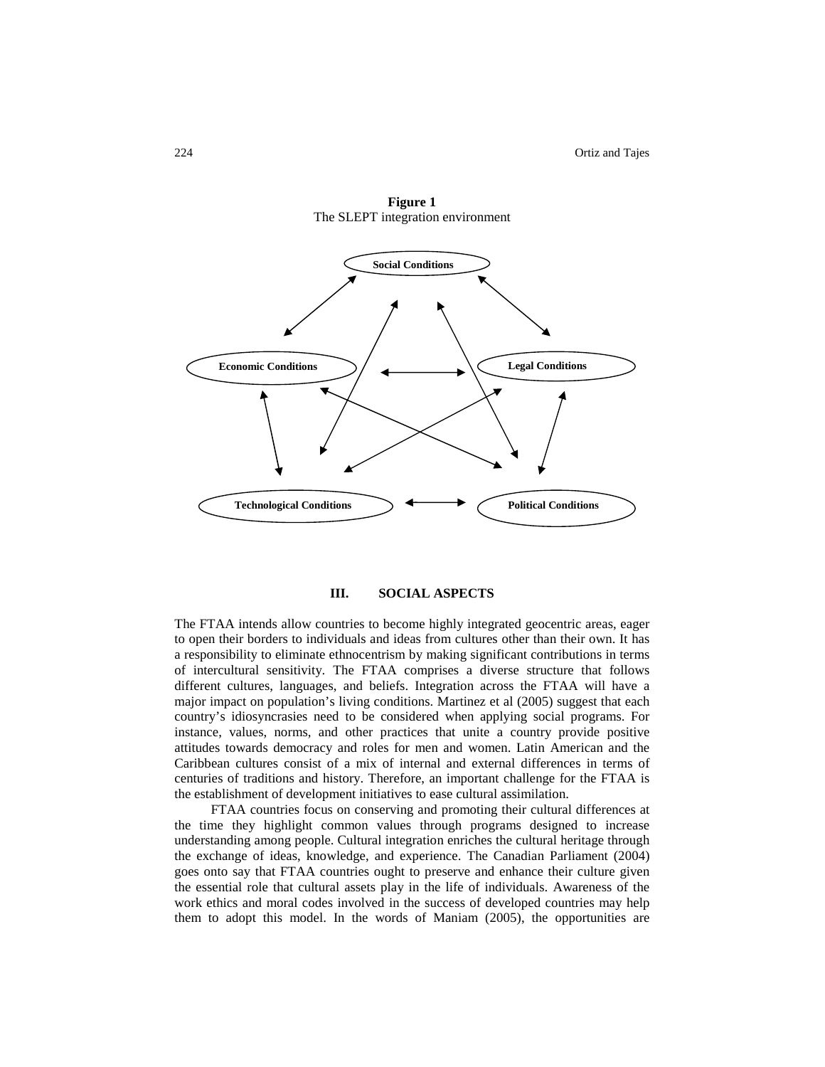**Figure 1**
The SLEPT integration environment

Social Conditions

Economic Conditions

Legal Conditions

Technological Conditions

Political Conditions

### III. SOCIAL ASPECTS

The FTAA intends allow countries to become highly integrated geocentric areas, eager to open their borders to individuals and ideas from cultures other than their own. It has a responsibility to eliminate ethnocentrism by making significant contributions in terms of intercultural sensitivity. The FTAA comprises a diverse structure that follows different cultures, languages, and beliefs. Integration across the FTAA will have a major impact on population's living conditions. Martinez et al (2005) suggest that each country's idiosyncrasies need to be considered when applying social programs. For instance, values, norms, and other practices that unite a country provide positive attitudes towards democracy and roles for men and women. Latin American and the Caribbean cultures consist of a mix of internal and external differences in terms of centuries of traditions and history. Therefore, an important challenge for the FTAA is the establishment of development initiatives to ease cultural assimilation.

FTAA countries focus on conserving and promoting their cultural differences at the time they highlight common values through programs designed to increase understanding among people. Cultural integration enriches the cultural heritage through the exchange of ideas, knowledge, and experience. The Canadian Parliament (2004) goes onto say that FTAA countries ought to preserve and enhance their culture given the essential role that cultural assets play in the life of individuals. Awareness of the work ethics and moral codes involved in the success of developed countries may help them to adopt this model. In the words of Maniam (2005), the opportunities are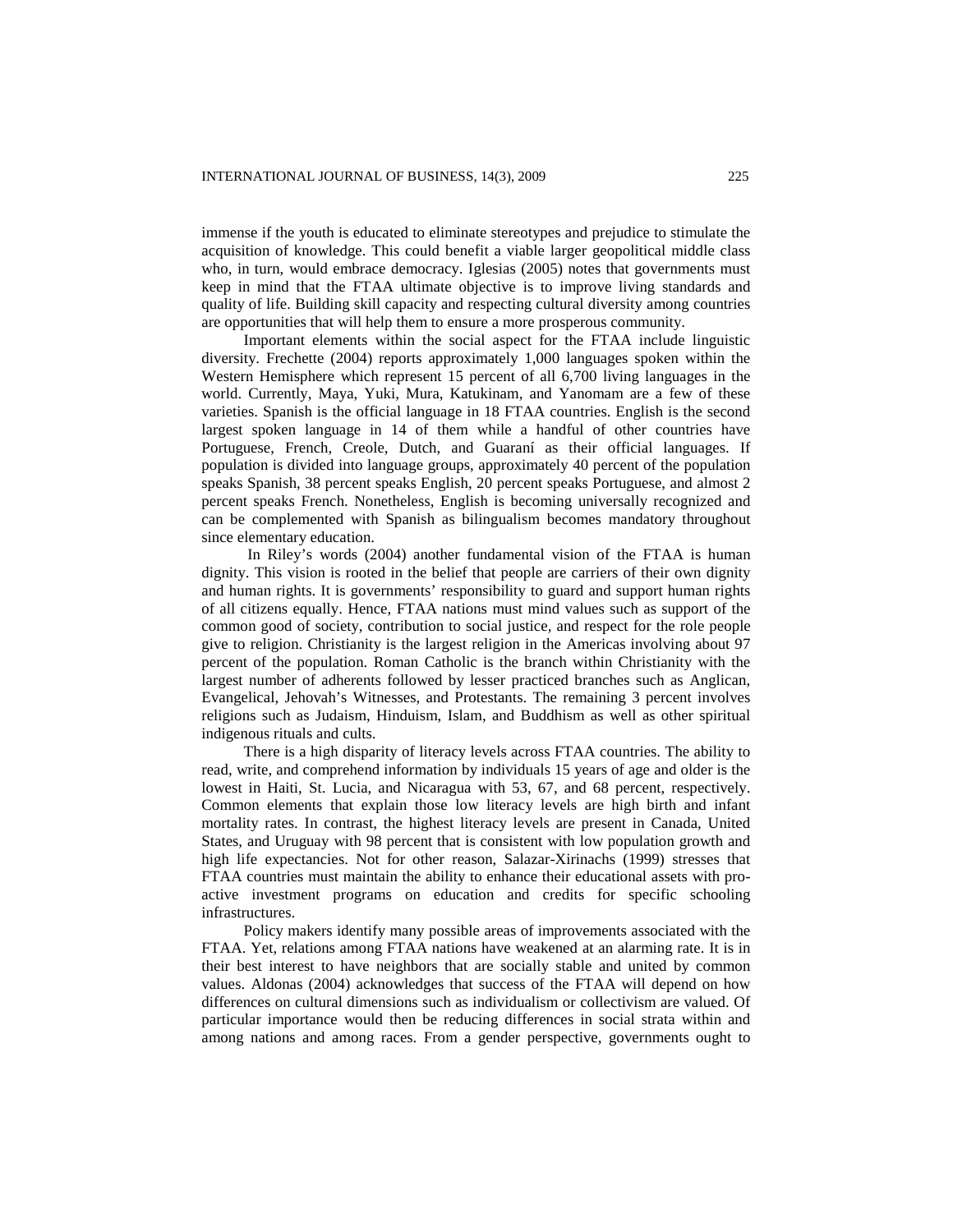immense if the youth is educated to eliminate stereotypes and prejudice to stimulate the acquisition of knowledge. This could benefit a viable larger geopolitical middle class who, in turn, would embrace democracy. Iglesias (2005) notes that governments must keep in mind that the FTAA ultimate objective is to improve living standards and quality of life. Building skill capacity and respecting cultural diversity among countries are opportunities that will help them to ensure a more prosperous community.

Important elements within the social aspect for the FTAA include linguistic diversity. Frechette (2004) reports approximately 1,000 languages spoken within the Western Hemisphere which represent 15 percent of all 6,700 living languages in the world. Currently, Maya, Yuki, Mura, Katukinam, and Yanomam are a few of these varieties. Spanish is the official language in 18 FTAA countries. English is the second largest spoken language in 14 of them while a handful of other countries have Portuguese, French, Creole, Dutch, and Guaraní as their official languages. If population is divided into language groups, approximately 40 percent of the population speaks Spanish, 38 percent speaks English, 20 percent speaks Portuguese, and almost 2 percent speaks French. Nonetheless, English is becoming universally recognized and can be complemented with Spanish as bilingualism becomes mandatory throughout since elementary education.

In Riley's words (2004) another fundamental vision of the FTAA is human dignity. This vision is rooted in the belief that people are carriers of their own dignity and human rights. It is governments' responsibility to guard and support human rights of all citizens equally. Hence, FTAA nations must mind values such as support of the common good of society, contribution to social justice, and respect for the role people give to religion. Christianity is the largest religion in the Americas involving about 97 percent of the population. Roman Catholic is the branch within Christianity with the largest number of adherents followed by lesser practiced branches such as Anglican, Evangelical, Jehovah's Witnesses, and Protestants. The remaining 3 percent involves religions such as Judaism, Hinduism, Islam, and Buddhism as well as other spiritual indigenous rituals and cults.

There is a high disparity of literacy levels across FTAA countries. The ability to read, write, and comprehend information by individuals 15 years of age and older is the lowest in Haiti, St. Lucia, and Nicaragua with 53, 67, and 68 percent, respectively. Common elements that explain those low literacy levels are high birth and infant mortality rates. In contrast, the highest literacy levels are present in Canada, United States, and Uruguay with 98 percent that is consistent with low population growth and high life expectancies. Not for other reason, Salazar-Xirinachs (1999) stresses that FTAA countries must maintain the ability to enhance their educational assets with pro-active investment programs on education and credits for specific schooling infrastructures.

Policy makers identify many possible areas of improvements associated with the FTAA. Yet, relations among FTAA nations have weakened at an alarming rate. It is in their best interest to have neighbors that are socially stable and united by common values. Aldonas (2004) acknowledges that success of the FTAA will depend on how differences on cultural dimensions such as individualism or collectivism are valued. Of particular importance would then be reducing differences in social strata within and among nations and among races. From a gender perspective, governments ought to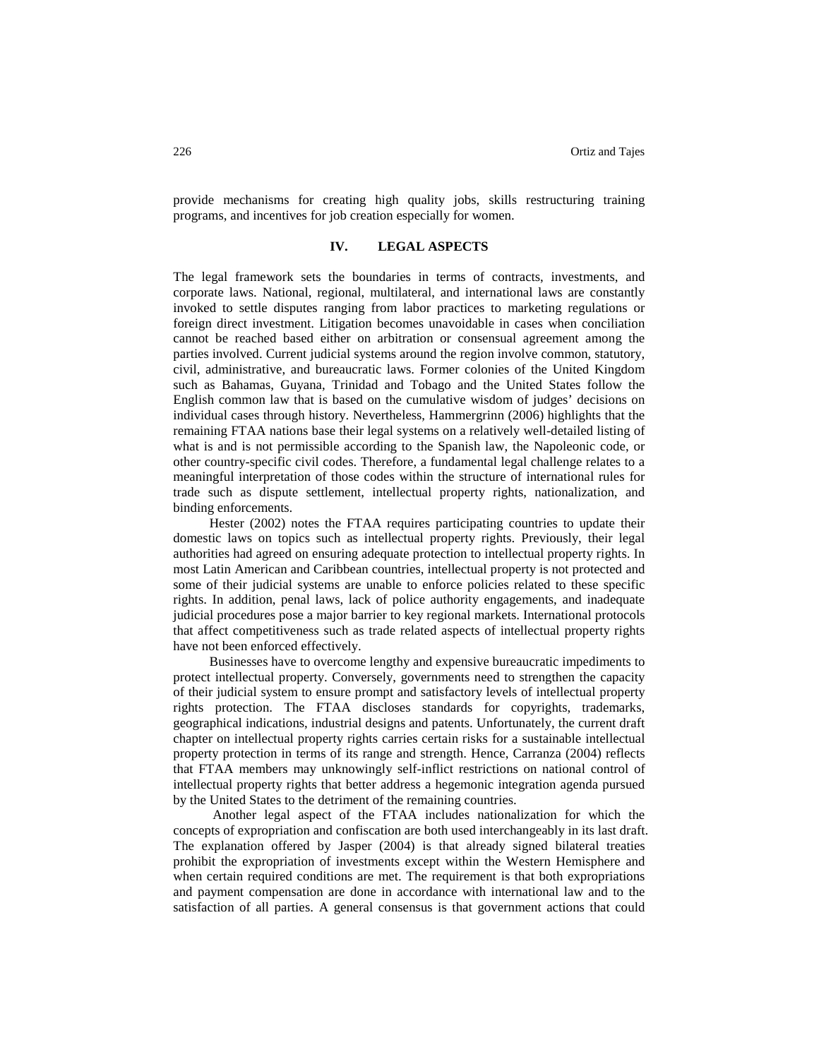provide mechanisms for creating high quality jobs, skills restructuring training programs, and incentives for job creation especially for women.

## IV. LEGAL ASPECTS

The legal framework sets the boundaries in terms of contracts, investments, and corporate laws. National, regional, multilateral, and international laws are constantly invoked to settle disputes ranging from labor practices to marketing regulations or foreign direct investment. Litigation becomes unavoidable in cases when conciliation cannot be reached based either on arbitration or consensual agreement among the parties involved. Current judicial systems around the region involve common, statutory, civil, administrative, and bureaucratic laws. Former colonies of the United Kingdom such as Bahamas, Guyana, Trinidad and Tobago and the United States follow the English common law that is based on the cumulative wisdom of judges' decisions on individual cases through history. Nevertheless, Hammergrinn (2006) highlights that the remaining FTAA nations base their legal systems on a relatively well-detailed listing of what is and is not permissible according to the Spanish law, the Napoleonic code, or other country-specific civil codes. Therefore, a fundamental legal challenge relates to a meaningful interpretation of those codes within the structure of international rules for trade such as dispute settlement, intellectual property rights, nationalization, and binding enforcements.

Hester (2002) notes the FTAA requires participating countries to update their domestic laws on topics such as intellectual property rights. Previously, their legal authorities had agreed on ensuring adequate protection to intellectual property rights. In most Latin American and Caribbean countries, intellectual property is not protected and some of their judicial systems are unable to enforce policies related to these specific rights. In addition, penal laws, lack of police authority engagements, and inadequate judicial procedures pose a major barrier to key regional markets. International protocols that affect competitiveness such as trade related aspects of intellectual property rights have not been enforced effectively.

Businesses have to overcome lengthy and expensive bureaucratic impediments to protect intellectual property. Conversely, governments need to strengthen the capacity of their judicial system to ensure prompt and satisfactory levels of intellectual property rights protection. The FTAA discloses standards for copyrights, trademarks, geographical indications, industrial designs and patents. Unfortunately, the current draft chapter on intellectual property rights carries certain risks for a sustainable intellectual property protection in terms of its range and strength. Hence, Carranza (2004) reflects that FTAA members may unknowingly self-inflict restrictions on national control of intellectual property rights that better address a hegemonic integration agenda pursued by the United States to the detriment of the remaining countries.

Another legal aspect of the FTAA includes nationalization for which the concepts of expropriation and confiscation are both used interchangeably in its last draft. The explanation offered by Jasper (2004) is that already signed bilateral treaties prohibit the expropriation of investments except within the Western Hemisphere and when certain required conditions are met. The requirement is that both expropriations and payment compensation are done in accordance with international law and to the satisfaction of all parties. A general consensus is that government actions that could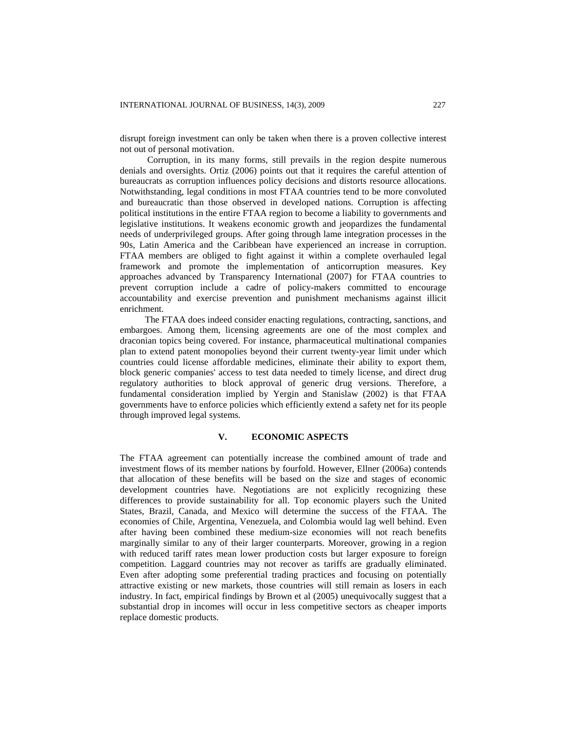disrupt foreign investment can only be taken when there is a proven collective interest not out of personal motivation.

Corruption, in its many forms, still prevails in the region despite numerous denials and oversights. Ortiz (2006) points out that it requires the careful attention of bureaucrats as corruption influences policy decisions and distorts resource allocations. Notwithstanding, legal conditions in most FTAA countries tend to be more convoluted and bureaucratic than those observed in developed nations. Corruption is affecting political institutions in the entire FTAA region to become a liability to governments and legislative institutions. It weakens economic growth and jeopardizes the fundamental needs of underprivileged groups. After going through lame integration processes in the 90s, Latin America and the Caribbean have experienced an increase in corruption. FTAA members are obliged to fight against it within a complete overhauled legal framework and promote the implementation of anticorruption measures. Key approaches advanced by Transparency International (2007) for FTAA countries to prevent corruption include a cadre of policy-makers committed to encourage accountability and exercise prevention and punishment mechanisms against illicit enrichment.

The FTAA does indeed consider enacting regulations, contracting, sanctions, and embargoes. Among them, licensing agreements are one of the most complex and draconian topics being covered. For instance, pharmaceutical multinational companies plan to extend patent monopolies beyond their current twenty-year limit under which countries could license affordable medicines, eliminate their ability to export them, block generic companies' access to test data needed to timely license, and direct drug regulatory authorities to block approval of generic drug versions. Therefore, a fundamental consideration implied by Yergin and Stanislaw (2002) is that FTAA governments have to enforce policies which efficiently extend a safety net for its people through improved legal systems.

## V. ECONOMIC ASPECTS

The FTAA agreement can potentially increase the combined amount of trade and investment flows of its member nations by fourfold. However, Ellner (2006a) contends that allocation of these benefits will be based on the size and stages of economic development countries have. Negotiations are not explicitly recognizing these differences to provide sustainability for all. Top economic players such the United States, Brazil, Canada, and Mexico will determine the success of the FTAA. The economies of Chile, Argentina, Venezuela, and Colombia would lag well behind. Even after having been combined these medium-size economies will not reach benefits marginally similar to any of their larger counterparts. Moreover, growing in a region with reduced tariff rates mean lower production costs but larger exposure to foreign competition. Laggard countries may not recover as tariffs are gradually eliminated. Even after adopting some preferential trading practices and focusing on potentially attractive existing or new markets, those countries will still remain as losers in each industry. In fact, empirical findings by Brown et al (2005) unequivocally suggest that a substantial drop in incomes will occur in less competitive sectors as cheaper imports replace domestic products.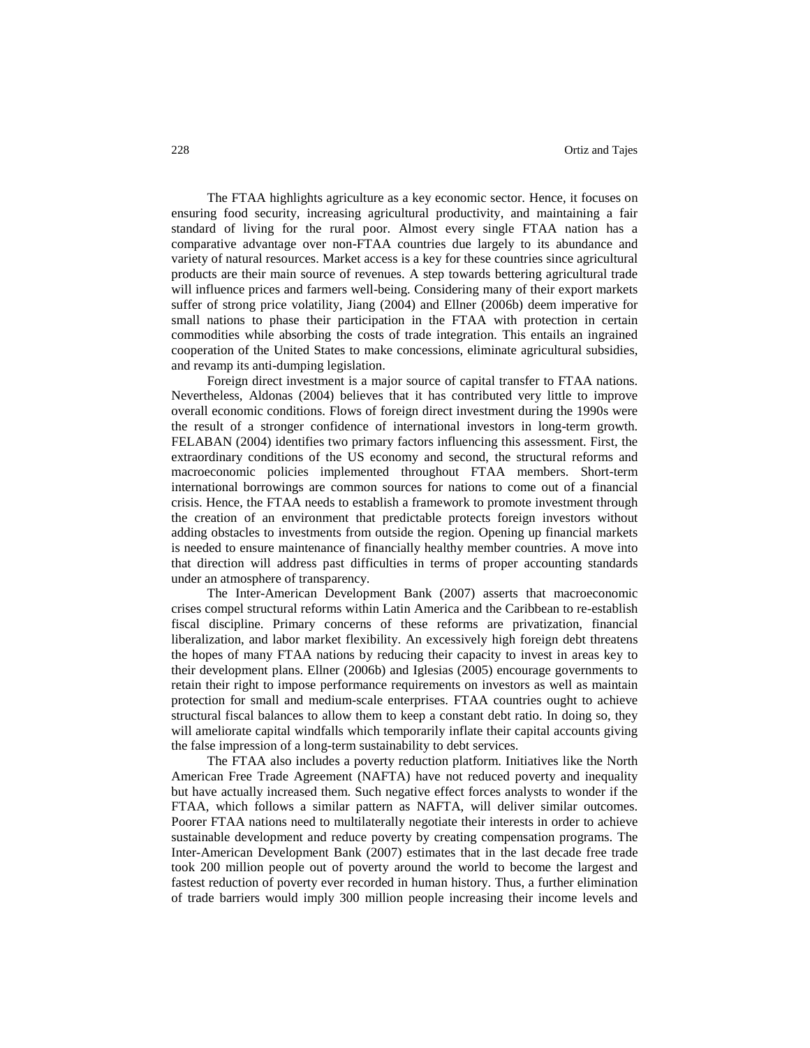The FTAA highlights agriculture as a key economic sector. Hence, it focuses on ensuring food security, increasing agricultural productivity, and maintaining a fair standard of living for the rural poor. Almost every single FTAA nation has a comparative advantage over non-FTAA countries due largely to its abundance and variety of natural resources. Market access is a key for these countries since agricultural products are their main source of revenues. A step towards bettering agricultural trade will influence prices and farmers well-being. Considering many of their export markets suffer of strong price volatility, Jiang (2004) and Ellner (2006b) deem imperative for small nations to phase their participation in the FTAA with protection in certain commodities while absorbing the costs of trade integration. This entails an ingrained cooperation of the United States to make concessions, eliminate agricultural subsidies, and revamp its anti-dumping legislation.

Foreign direct investment is a major source of capital transfer to FTAA nations. Nevertheless, Aldonas (2004) believes that it has contributed very little to improve overall economic conditions. Flows of foreign direct investment during the 1990s were the result of a stronger confidence of international investors in long-term growth. FELABAN (2004) identifies two primary factors influencing this assessment. First, the extraordinary conditions of the US economy and second, the structural reforms and macroeconomic policies implemented throughout FTAA members. Short-term international borrowings are common sources for nations to come out of a financial crisis. Hence, the FTAA needs to establish a framework to promote investment through the creation of an environment that predictable protects foreign investors without adding obstacles to investments from outside the region. Opening up financial markets is needed to ensure maintenance of financially healthy member countries. A move into that direction will address past difficulties in terms of proper accounting standards under an atmosphere of transparency.

The Inter-American Development Bank (2007) asserts that macroeconomic crises compel structural reforms within Latin America and the Caribbean to re-establish fiscal discipline. Primary concerns of these reforms are privatization, financial liberalization, and labor market flexibility. An excessively high foreign debt threatens the hopes of many FTAA nations by reducing their capacity to invest in areas key to their development plans. Ellner (2006b) and Iglesias (2005) encourage governments to retain their right to impose performance requirements on investors as well as maintain protection for small and medium-scale enterprises. FTAA countries ought to achieve structural fiscal balances to allow them to keep a constant debt ratio. In doing so, they will ameliorate capital windfalls which temporarily inflate their capital accounts giving the false impression of a long-term sustainability to debt services.

The FTAA also includes a poverty reduction platform. Initiatives like the North American Free Trade Agreement (NAFTA) have not reduced poverty and inequality but have actually increased them. Such negative effect forces analysts to wonder if the FTAA, which follows a similar pattern as NAFTA, will deliver similar outcomes. Poorer FTAA nations need to multilaterally negotiate their interests in order to achieve sustainable development and reduce poverty by creating compensation programs. The Inter-American Development Bank (2007) estimates that in the last decade free trade took 200 million people out of poverty around the world to become the largest and fastest reduction of poverty ever recorded in human history. Thus, a further elimination of trade barriers would imply 300 million people increasing their income levels and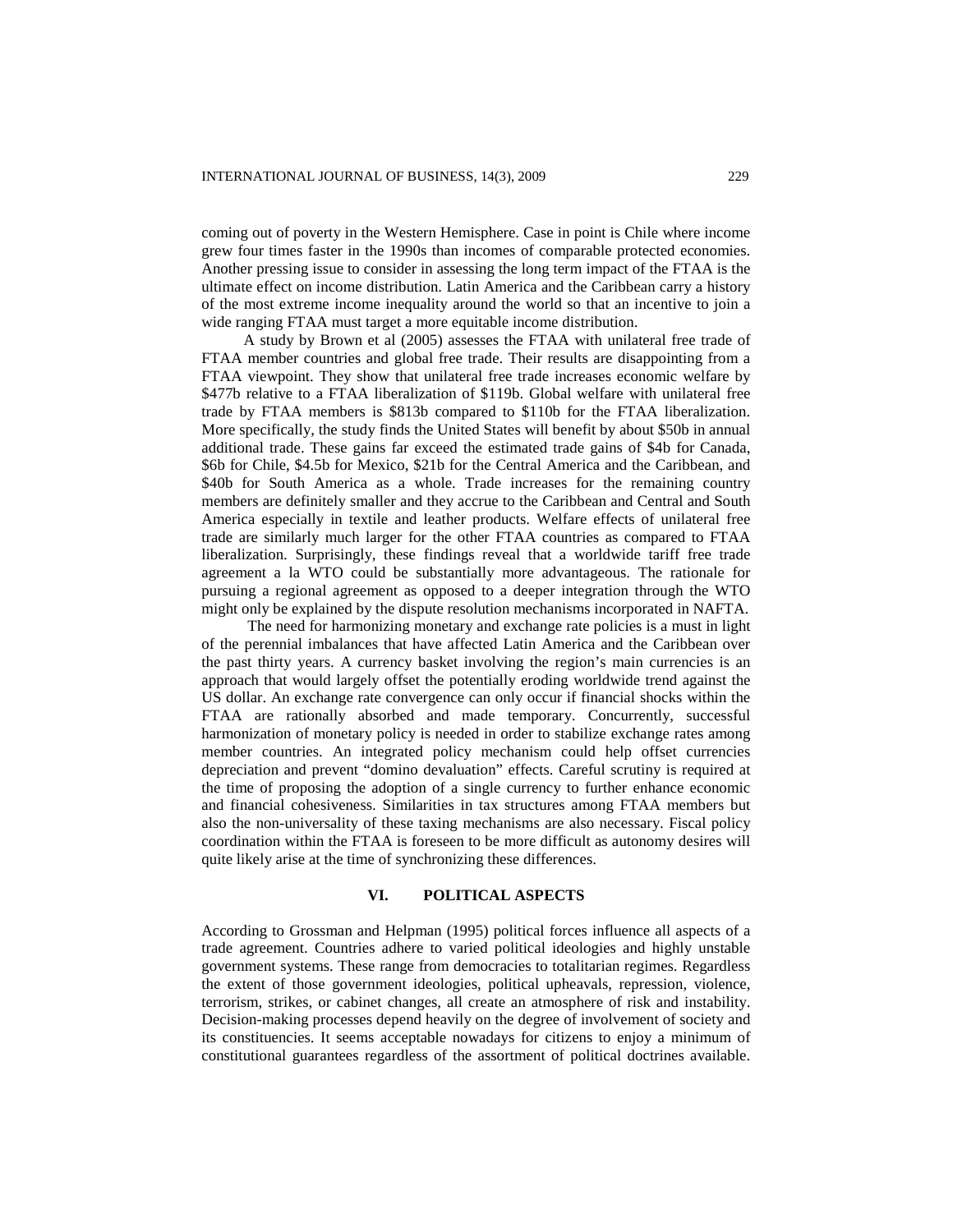coming out of poverty in the Western Hemisphere. Case in point is Chile where income grew four times faster in the 1990s than incomes of comparable protected economies. Another pressing issue to consider in assessing the long term impact of the FTAA is the ultimate effect on income distribution. Latin America and the Caribbean carry a history of the most extreme income inequality around the world so that an incentive to join a wide ranging FTAA must target a more equitable income distribution.

A study by Brown et al (2005) assesses the FTAA with unilateral free trade of FTAA member countries and global free trade. Their results are disappointing from a FTAA viewpoint. They show that unilateral free trade increases economic welfare by \$477b relative to a FTAA liberalization of \$119b. Global welfare with unilateral free trade by FTAA members is \$813b compared to \$110b for the FTAA liberalization. More specifically, the study finds the United States will benefit by about \$50b in annual additional trade. These gains far exceed the estimated trade gains of \$4b for Canada, \$6b for Chile, \$4.5b for Mexico, \$21b for the Central America and the Caribbean, and \$40b for South America as a whole. Trade increases for the remaining country members are definitely smaller and they accrue to the Caribbean and Central and South America especially in textile and leather products. Welfare effects of unilateral free trade are similarly much larger for the other FTAA countries as compared to FTAA liberalization. Surprisingly, these findings reveal that a worldwide tariff free trade agreement a la WTO could be substantially more advantageous. The rationale for pursuing a regional agreement as opposed to a deeper integration through the WTO might only be explained by the dispute resolution mechanisms incorporated in NAFTA.

The need for harmonizing monetary and exchange rate policies is a must in light of the perennial imbalances that have affected Latin America and the Caribbean over the past thirty years. A currency basket involving the region's main currencies is an approach that would largely offset the potentially eroding worldwide trend against the US dollar. An exchange rate convergence can only occur if financial shocks within the FTAA are rationally absorbed and made temporary. Concurrently, successful harmonization of monetary policy is needed in order to stabilize exchange rates among member countries. An integrated policy mechanism could help offset currencies depreciation and prevent "domino devaluation" effects. Careful scrutiny is required at the time of proposing the adoption of a single currency to further enhance economic and financial cohesiveness. Similarities in tax structures among FTAA members but also the non-universality of these taxing mechanisms are also necessary. Fiscal policy coordination within the FTAA is foreseen to be more difficult as autonomy desires will quite likely arise at the time of synchronizing these differences.

## VI. POLITICAL ASPECTS

According to Grossman and Helpman (1995) political forces influence all aspects of a trade agreement. Countries adhere to varied political ideologies and highly unstable government systems. These range from democracies to totalitarian regimes. Regardless the extent of those government ideologies, political upheavals, repression, violence, terrorism, strikes, or cabinet changes, all create an atmosphere of risk and instability. Decision-making processes depend heavily on the degree of involvement of society and its constituencies. It seems acceptable nowadays for citizens to enjoy a minimum of constitutional guarantees regardless of the assortment of political doctrines available.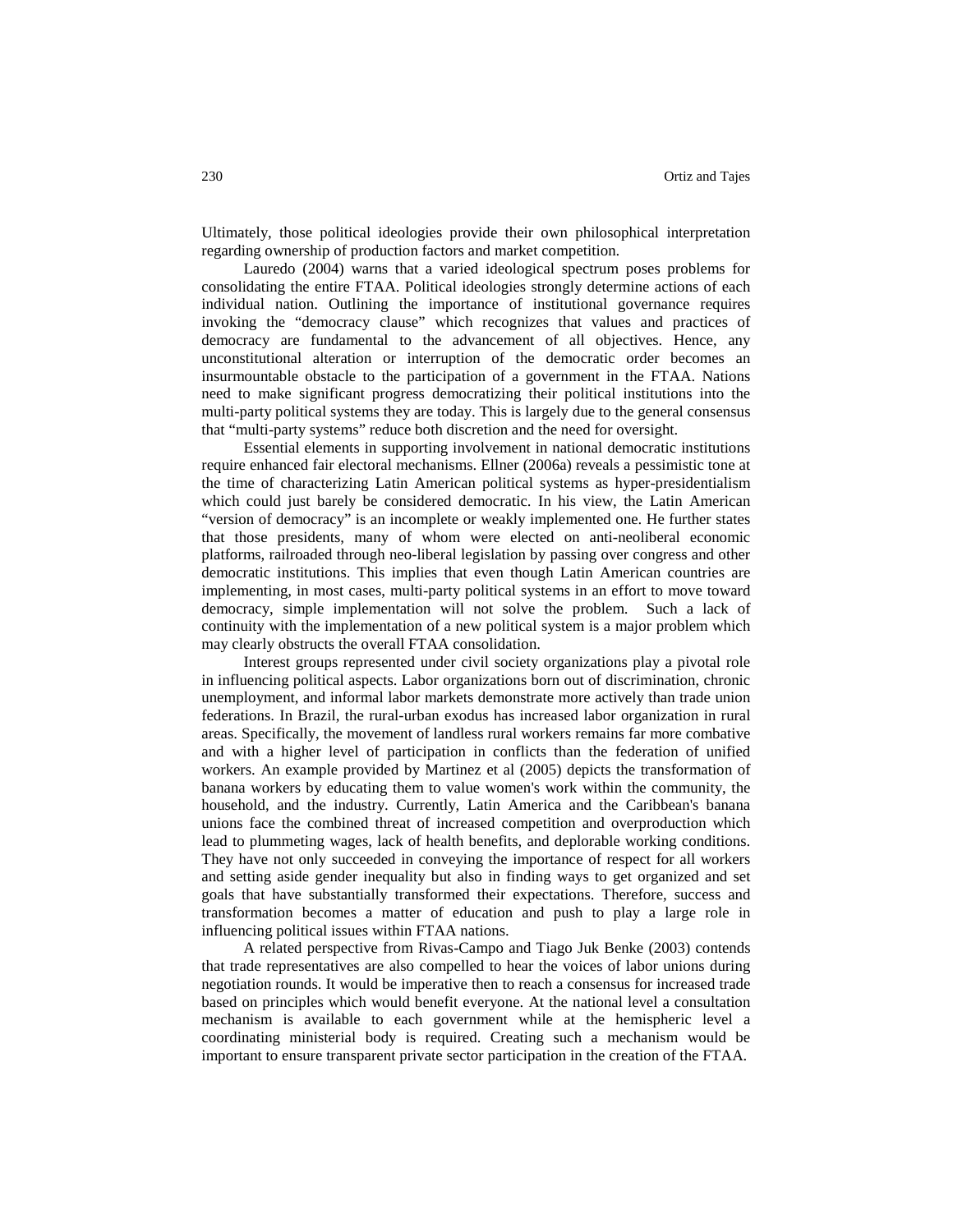Ultimately, those political ideologies provide their own philosophical interpretation regarding ownership of production factors and market competition.

Lauredo (2004) warns that a varied ideological spectrum poses problems for consolidating the entire FTAA. Political ideologies strongly determine actions of each individual nation. Outlining the importance of institutional governance requires invoking the "democracy clause" which recognizes that values and practices of democracy are fundamental to the advancement of all objectives. Hence, any unconstitutional alteration or interruption of the democratic order becomes an insurmountable obstacle to the participation of a government in the FTAA. Nations need to make significant progress democratizing their political institutions into the multi-party political systems they are today. This is largely due to the general consensus that "multi-party systems" reduce both discretion and the need for oversight.

Essential elements in supporting involvement in national democratic institutions require enhanced fair electoral mechanisms. Ellner (2006a) reveals a pessimistic tone at the time of characterizing Latin American political systems as hyper-presidentialism which could just barely be considered democratic. In his view, the Latin American "version of democracy" is an incomplete or weakly implemented one. He further states that those presidents, many of whom were elected on anti-neoliberal economic platforms, railroaded through neo-liberal legislation by passing over congress and other democratic institutions. This implies that even though Latin American countries are implementing, in most cases, multi-party political systems in an effort to move toward democracy, simple implementation will not solve the problem. Such a lack of continuity with the implementation of a new political system is a major problem which may clearly obstructs the overall FTAA consolidation.

Interest groups represented under civil society organizations play a pivotal role in influencing political aspects. Labor organizations born out of discrimination, chronic unemployment, and informal labor markets demonstrate more actively than trade union federations. In Brazil, the rural-urban exodus has increased labor organization in rural areas. Specifically, the movement of landless rural workers remains far more combative and with a higher level of participation in conflicts than the federation of unified workers. An example provided by Martinez et al (2005) depicts the transformation of banana workers by educating them to value women's work within the community, the household, and the industry. Currently, Latin America and the Caribbean's banana unions face the combined threat of increased competition and overproduction which lead to plummeting wages, lack of health benefits, and deplorable working conditions. They have not only succeeded in conveying the importance of respect for all workers and setting aside gender inequality but also in finding ways to get organized and set goals that have substantially transformed their expectations. Therefore, success and transformation becomes a matter of education and push to play a large role in influencing political issues within FTAA nations.

A related perspective from Rivas-Campo and Tiago Juk Benke (2003) contends that trade representatives are also compelled to hear the voices of labor unions during negotiation rounds. It would be imperative then to reach a consensus for increased trade based on principles which would benefit everyone. At the national level a consultation mechanism is available to each government while at the hemispheric level a coordinating ministerial body is required. Creating such a mechanism would be important to ensure transparent private sector participation in the creation of the FTAA.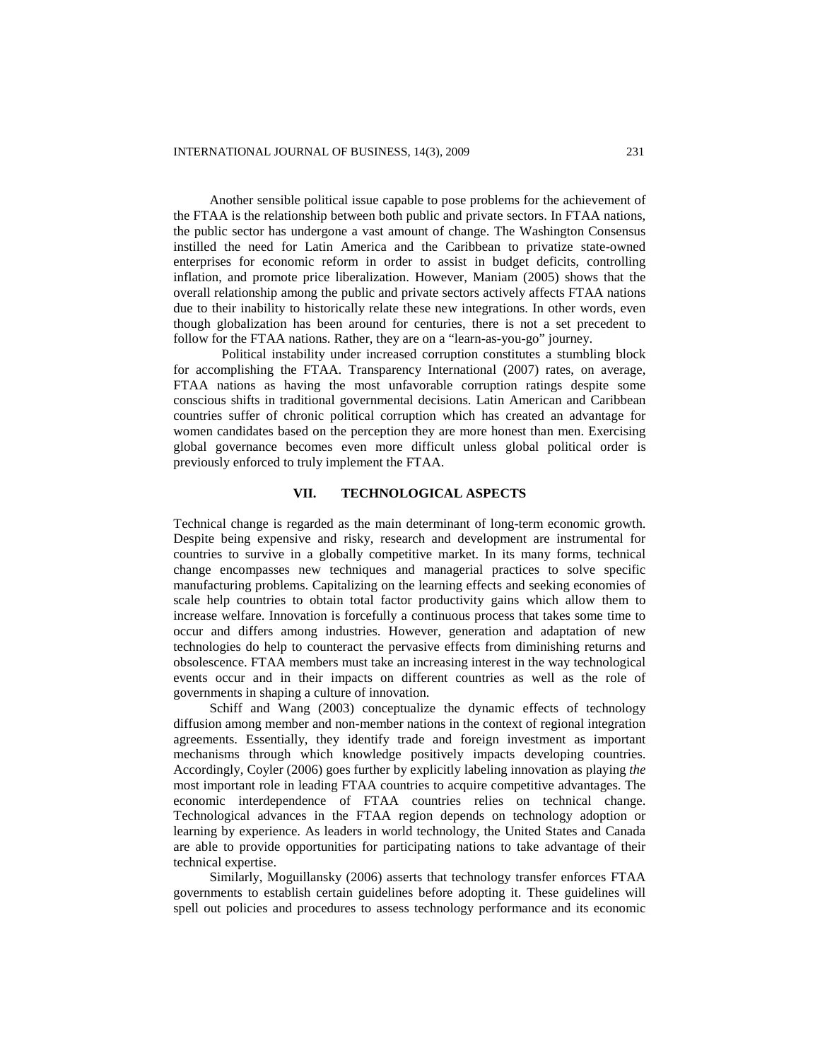Another sensible political issue capable to pose problems for the achievement of the FTAA is the relationship between both public and private sectors. In FTAA nations, the public sector has undergone a vast amount of change. The Washington Consensus instilled the need for Latin America and the Caribbean to privatize state-owned enterprises for economic reform in order to assist in budget deficits, controlling inflation, and promote price liberalization. However, Maniam (2005) shows that the overall relationship among the public and private sectors actively affects FTAA nations due to their inability to historically relate these new integrations. In other words, even though globalization has been around for centuries, there is not a set precedent to follow for the FTAA nations. Rather, they are on a "learn-as-you-go" journey.

Political instability under increased corruption constitutes a stumbling block for accomplishing the FTAA. Transparency International (2007) rates, on average, FTAA nations as having the most unfavorable corruption ratings despite some conscious shifts in traditional governmental decisions. Latin American and Caribbean countries suffer of chronic political corruption which has created an advantage for women candidates based on the perception they are more honest than men. Exercising global governance becomes even more difficult unless global political order is previously enforced to truly implement the FTAA.

## VII. TECHNOLOGICAL ASPECTS

Technical change is regarded as the main determinant of long-term economic growth. Despite being expensive and risky, research and development are instrumental for countries to survive in a globally competitive market. In its many forms, technical change encompasses new techniques and managerial practices to solve specific manufacturing problems. Capitalizing on the learning effects and seeking economies of scale help countries to obtain total factor productivity gains which allow them to increase welfare. Innovation is forcefully a continuous process that takes some time to occur and differs among industries. However, generation and adaptation of new technologies do help to counteract the pervasive effects from diminishing returns and obsolescence. FTAA members must take an increasing interest in the way technological events occur and in their impacts on different countries as well as the role of governments in shaping a culture of innovation.

Schiff and Wang (2003) conceptualize the dynamic effects of technology diffusion among member and non-member nations in the context of regional integration agreements. Essentially, they identify trade and foreign investment as important mechanisms through which knowledge positively impacts developing countries. Accordingly, Coyler (2006) goes further by explicitly labeling innovation as playing *the* most important role in leading FTAA countries to acquire competitive advantages. The economic interdependence of FTAA countries relies on technical change. Technological advances in the FTAA region depends on technology adoption or learning by experience. As leaders in world technology, the United States and Canada are able to provide opportunities for participating nations to take advantage of their technical expertise.

Similarly, Moguillansky (2006) asserts that technology transfer enforces FTAA governments to establish certain guidelines before adopting it. These guidelines will spell out policies and procedures to assess technology performance and its economic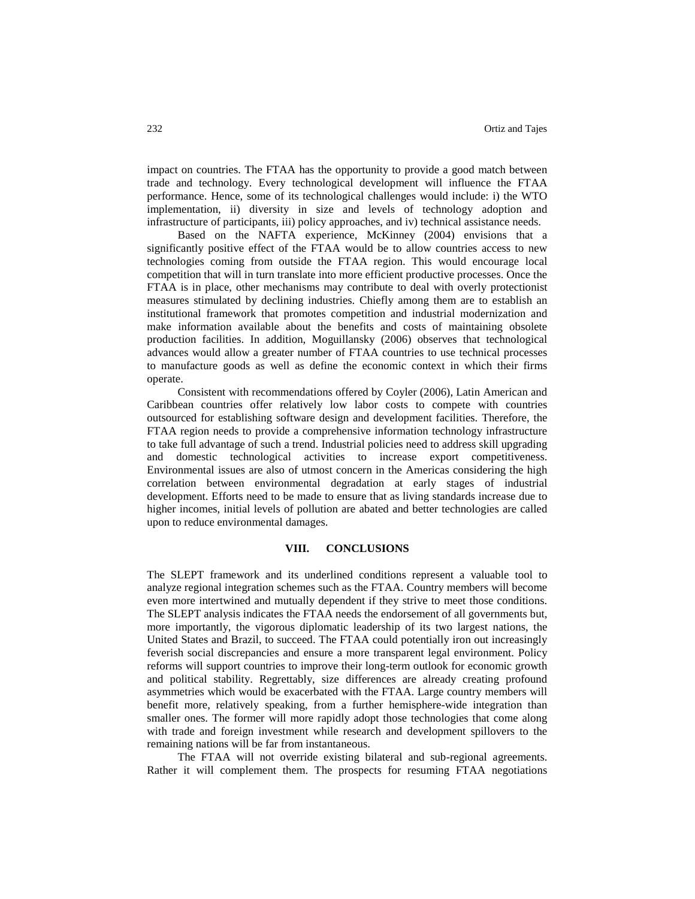impact on countries. The FTAA has the opportunity to provide a good match between trade and technology. Every technological development will influence the FTAA performance. Hence, some of its technological challenges would include: i) the WTO implementation, ii) diversity in size and levels of technology adoption and infrastructure of participants, iii) policy approaches, and iv) technical assistance needs.

Based on the NAFTA experience, McKinney (2004) envisions that a significantly positive effect of the FTAA would be to allow countries access to new technologies coming from outside the FTAA region. This would encourage local competition that will in turn translate into more efficient productive processes. Once the FTAA is in place, other mechanisms may contribute to deal with overly protectionist measures stimulated by declining industries. Chiefly among them are to establish an institutional framework that promotes competition and industrial modernization and make information available about the benefits and costs of maintaining obsolete production facilities. In addition, Moguillansky (2006) observes that technological advances would allow a greater number of FTAA countries to use technical processes to manufacture goods as well as define the economic context in which their firms operate.

Consistent with recommendations offered by Coyler (2006), Latin American and Caribbean countries offer relatively low labor costs to compete with countries outsourced for establishing software design and development facilities. Therefore, the FTAA region needs to provide a comprehensive information technology infrastructure to take full advantage of such a trend. Industrial policies need to address skill upgrading and domestic technological activities to increase export competitiveness. Environmental issues are also of utmost concern in the Americas considering the high correlation between environmental degradation at early stages of industrial development. Efforts need to be made to ensure that as living standards increase due to higher incomes, initial levels of pollution are abated and better technologies are called upon to reduce environmental damages.

## VIII. CONCLUSIONS

The SLEPT framework and its underlined conditions represent a valuable tool to analyze regional integration schemes such as the FTAA. Country members will become even more intertwined and mutually dependent if they strive to meet those conditions. The SLEPT analysis indicates the FTAA needs the endorsement of all governments but, more importantly, the vigorous diplomatic leadership of its two largest nations, the United States and Brazil, to succeed. The FTAA could potentially iron out increasingly feverish social discrepancies and ensure a more transparent legal environment. Policy reforms will support countries to improve their long-term outlook for economic growth and political stability. Regrettably, size differences are already creating profound asymmetries which would be exacerbated with the FTAA. Large country members will benefit more, relatively speaking, from a further hemisphere-wide integration than smaller ones. The former will more rapidly adopt those technologies that come along with trade and foreign investment while research and development spillovers to the remaining nations will be far from instantaneous.

The FTAA will not override existing bilateral and sub-regional agreements. Rather it will complement them. The prospects for resuming FTAA negotiations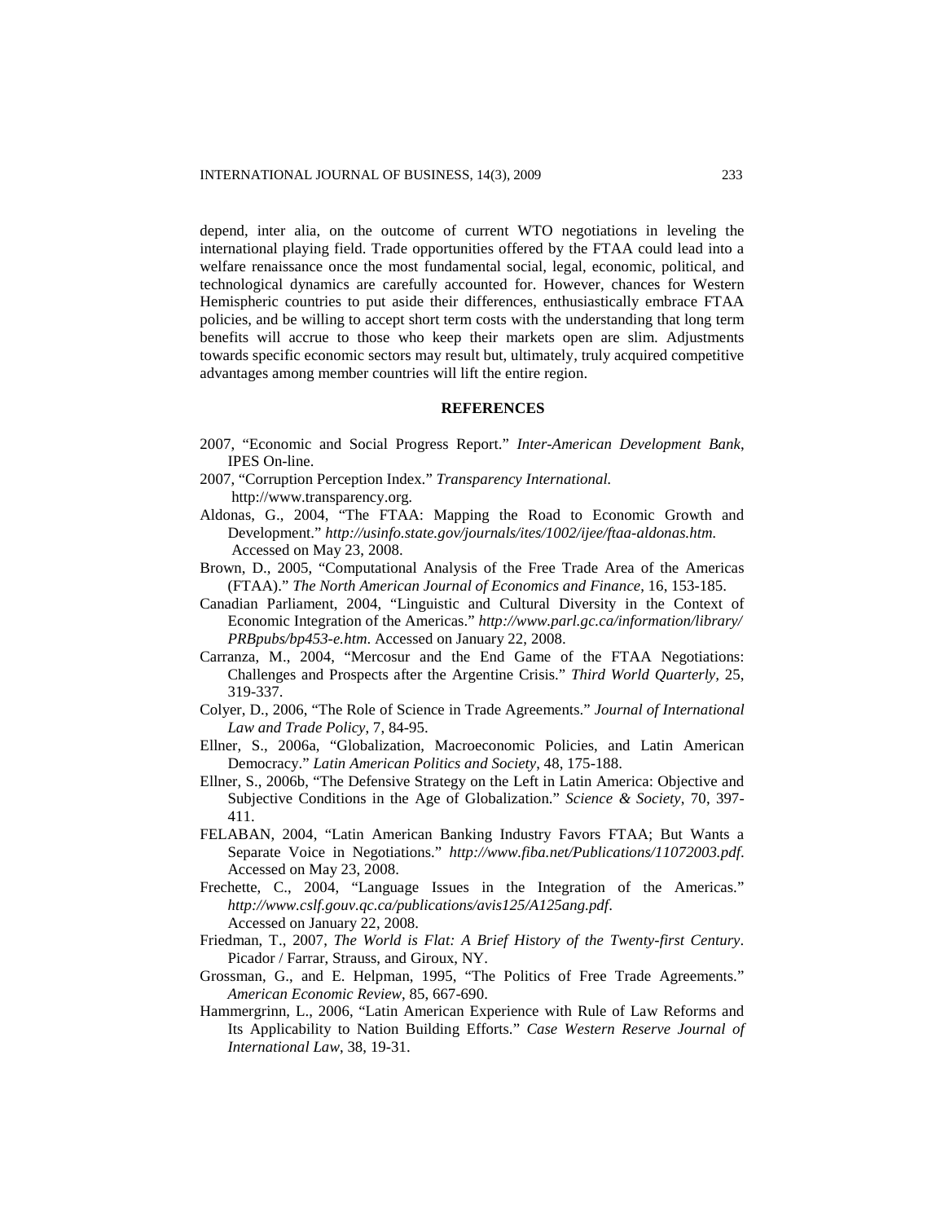depend, inter alia, on the outcome of current WTO negotiations in leveling the international playing field. Trade opportunities offered by the FTAA could lead into a welfare renaissance once the most fundamental social, legal, economic, political, and technological dynamics are carefully accounted for. However, chances for Western Hemispheric countries to put aside their differences, enthusiastically embrace FTAA policies, and be willing to accept short term costs with the understanding that long term benefits will accrue to those who keep their markets open are slim. Adjustments towards specific economic sectors may result but, ultimately, truly acquired competitive advantages among member countries will lift the entire region.

## REFERENCES

2007, "Economic and Social Progress Report." *Inter-American Development Bank*, IPES On-line.

2007, "Corruption Perception Index." *Transparency International.* http://www.transparency.org.

Aldonas, G., 2004, "The FTAA: Mapping the Road to Economic Growth and Development." *http://usinfo.state.gov/journals/ites/1002/ijee/ftaa-aldonas.htm.* Accessed on May 23, 2008.

Brown, D., 2005, "Computational Analysis of the Free Trade Area of the Americas (FTAA)." *The North American Journal of Economics and Finance*, 16, 153-185.

Canadian Parliament, 2004, "Linguistic and Cultural Diversity in the Context of Economic Integration of the Americas." *http://www.parl.gc.ca/information/library/PRBpubs/bp453-e.htm.* Accessed on January 22, 2008.

Carranza, M., 2004, "Mercosur and the End Game of the FTAA Negotiations: Challenges and Prospects after the Argentine Crisis." *Third World Quarterly*, 25, 319-337.

Colyer, D., 2006, "The Role of Science in Trade Agreements." *Journal of International Law and Trade Policy*, 7, 84-95.

Ellner, S., 2006a, "Globalization, Macroeconomic Policies, and Latin American Democracy." *Latin American Politics and Society*, 48, 175-188.

Ellner, S., 2006b, "The Defensive Strategy on the Left in Latin America: Objective and Subjective Conditions in the Age of Globalization." *Science & Society*, 70, 397-411.

FELABAN, 2004, "Latin American Banking Industry Favors FTAA; But Wants a Separate Voice in Negotiations." *http://www.fiba.net/Publications/11072003.pdf.* Accessed on May 23, 2008.

Frechette, C., 2004, "Language Issues in the Integration of the Americas." *http://www.cslf.gouv.qc.ca/publications/avis125/A125ang.pdf.* Accessed on January 22, 2008.

Friedman, T., 2007, *The World is Flat: A Brief History of the Twenty-first Century*. Picador / Farrar, Strauss, and Giroux, NY.

Grossman, G., and E. Helpman, 1995, "The Politics of Free Trade Agreements." *American Economic Review*, 85, 667-690.

Hammergrinn, L., 2006, "Latin American Experience with Rule of Law Reforms and Its Applicability to Nation Building Efforts." *Case Western Reserve Journal of International Law*, 38, 19-31.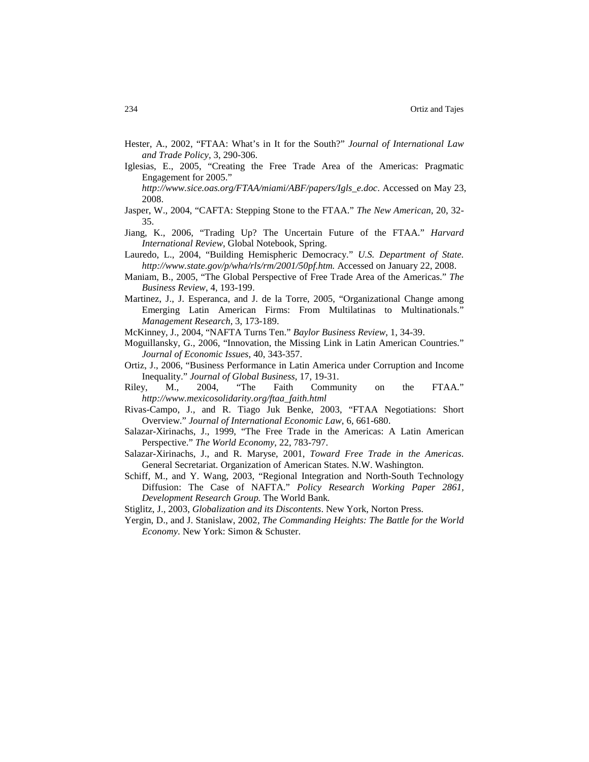Hester, A., 2002, "FTAA: What's in It for the South?" *Journal of International Law and Trade Policy*, 3, 290-306.

Iglesias, E., 2005, "Creating the Free Trade Area of the Americas: Pragmatic Engagement for 2005." *http://www.sice.oas.org/FTAA/miami/ABF/papers/Igls_e.doc*. Accessed on May 23, 2008.

Jasper, W., 2004, "CAFTA: Stepping Stone to the FTAA." *The New American*, 20, 32-35.

Jiang, K., 2006, "Trading Up? The Uncertain Future of the FTAA." *Harvard International Review*, Global Notebook, Spring.

Lauredo, L., 2004, "Building Hemispheric Democracy." *U.S. Department of State. http://www.state.gov/p/wha/rls/rm/2001/50pf.htm.* Accessed on January 22, 2008.

Maniam, B., 2005, "The Global Perspective of Free Trade Area of the Americas." *The Business Review*, 4, 193-199.

Martinez, J., J. Esperanca, and J. de la Torre, 2005, "Organizational Change among Emerging Latin American Firms: From Multilatinas to Multinationals." *Management Research*, 3, 173-189.

McKinney, J., 2004, "NAFTA Turns Ten." *Baylor Business Review*, 1, 34-39.

Moguillansky, G., 2006, "Innovation, the Missing Link in Latin American Countries." *Journal of Economic Issues*, 40, 343-357.

Ortiz, J., 2006, "Business Performance in Latin America under Corruption and Income Inequality." *Journal of Global Business*, 17, 19-31.

Riley, M., 2004, "The Faith Community on the FTAA." *http://www.mexicosolidarity.org/ftaa_faith.html*

Rivas-Campo, J., and R. Tiago Juk Benke, 2003, "FTAA Negotiations: Short Overview." *Journal of International Economic Law*, 6, 661-680.

Salazar-Xirinachs, J., 1999, "The Free Trade in the Americas: A Latin American Perspective." *The World Economy*, 22, 783-797.

Salazar-Xirinachs, J., and R. Maryse, 2001, *Toward Free Trade in the Americas*. General Secretariat. Organization of American States. N.W. Washington.

Schiff, M., and Y. Wang, 2003, "Regional Integration and North-South Technology Diffusion: The Case of NAFTA." *Policy Research Working Paper 2861, Development Research Group.* The World Bank.

Stiglitz, J., 2003, *Globalization and its Discontents*. New York, Norton Press.

Yergin, D., and J. Stanislaw, 2002, *The Commanding Heights: The Battle for the World Economy*. New York: Simon & Schuster.